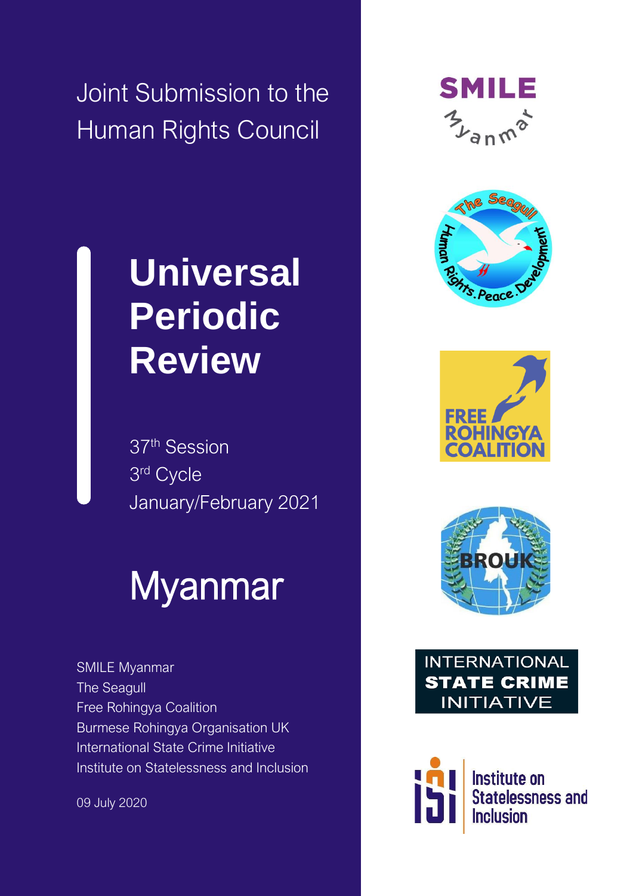Joint Submission to the Human Rights Council

# Universal Periodic Review

37th Session
3rd Cycle
January/February 2021

# Myanmar

SMILE Myanmar
The Seagull
Free Rohingya Coalition
Burmese Rohingya Organisation UK
International State Crime Initiative
Institute on Statelessness and Inclusion

09 July 2020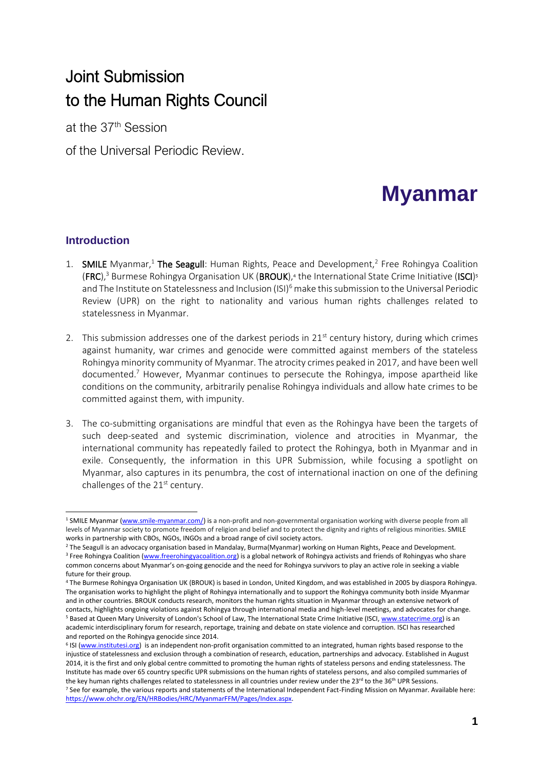# Joint Submission
# to the Human Rights Council

at the 37th Session

of the Universal Periodic Review.

# Myanmar

## Introduction

1. **SMILE** Myanmar,[1] **The Seagull**: Human Rights, Peace and Development,[2] Free Rohingya Coalition (**FRC**),[3] Burmese Rohingya Organisation UK (**BROUK**),[4] the International State Crime Initiative (**ISCI**)[5] and The Institute on Statelessness and Inclusion (ISI)[6] make this submission to the Universal Periodic Review (UPR) on the right to nationality and various human rights challenges related to statelessness in Myanmar.

2. This submission addresses one of the darkest periods in 21st century history, during which crimes against humanity, war crimes and genocide were committed against members of the stateless Rohingya minority community of Myanmar. The atrocity crimes peaked in 2017, and have been well documented.[7] However, Myanmar continues to persecute the Rohingya, impose apartheid like conditions on the community, arbitrarily penalise Rohingya individuals and allow hate crimes to be committed against them, with impunity.

3. The co-submitting organisations are mindful that even as the Rohingya have been the targets of such deep-seated and systemic discrimination, violence and atrocities in Myanmar, the international community has repeatedly failed to protect the Rohingya, both in Myanmar and in exile. Consequently, the information in this UPR Submission, while focusing a spotlight on Myanmar, also captures in its penumbra, the cost of international inaction on one of the defining challenges of the 21st century.

---

[1] SMILE Myanmar (www.smile-myanmar.com/) is a non-profit and non-governmental organisation working with diverse people from all levels of Myanmar society to promote freedom of religion and belief and to protect the dignity and rights of religious minorities. SMILE works in partnership with CBOs, NGOs, INGOs and a broad range of civil society actors.

[2] The Seagull is an advocacy organisation based in Mandalay, Burma(Myanmar) working on Human Rights, Peace and Development.

[3] Free Rohingya Coalition (www.freerohingyacoalition.org) is a global network of Rohingya activists and friends of Rohingyas who share common concerns about Myanmar's on-going genocide and the need for Rohingya survivors to play an active role in seeking a viable future for their group.

[4] The Burmese Rohingya Organisation UK (BROUK) is based in London, United Kingdom, and was established in 2005 by diaspora Rohingya. The organisation works to highlight the plight of Rohingya internationally and to support the Rohingya community both inside Myanmar and in other countries. BROUK conducts research, monitors the human rights situation in Myanmar through an extensive network of contacts, highlights ongoing violations against Rohingya through international media and high-level meetings, and advocates for change.

[5] Based at Queen Mary University of London's School of Law, The International State Crime Initiative (ISCI, www.statecrime.org) is an academic interdisciplinary forum for research, reportage, training and debate on state violence and corruption. ISCI has researched and reported on the Rohingya genocide since 2014.

[6] ISI (www.institutesi.org) is an independent non-profit organisation committed to an integrated, human rights based response to the injustice of statelessness and exclusion through a combination of research, education, partnerships and advocacy. Established in August 2014, it is the first and only global centre committed to promoting the human rights of stateless persons and ending statelessness. The Institute has made over 65 country specific UPR submissions on the human rights of stateless persons, and also compiled summaries of the key human rights challenges related to statelessness in all countries under review under the 23rd to the 36th UPR Sessions.

[7] See for example, the various reports and statements of the International Independent Fact-Finding Mission on Myanmar. Available here: https://www.ohchr.org/EN/HRBodies/HRC/MyanmarFFM/Pages/Index.aspx.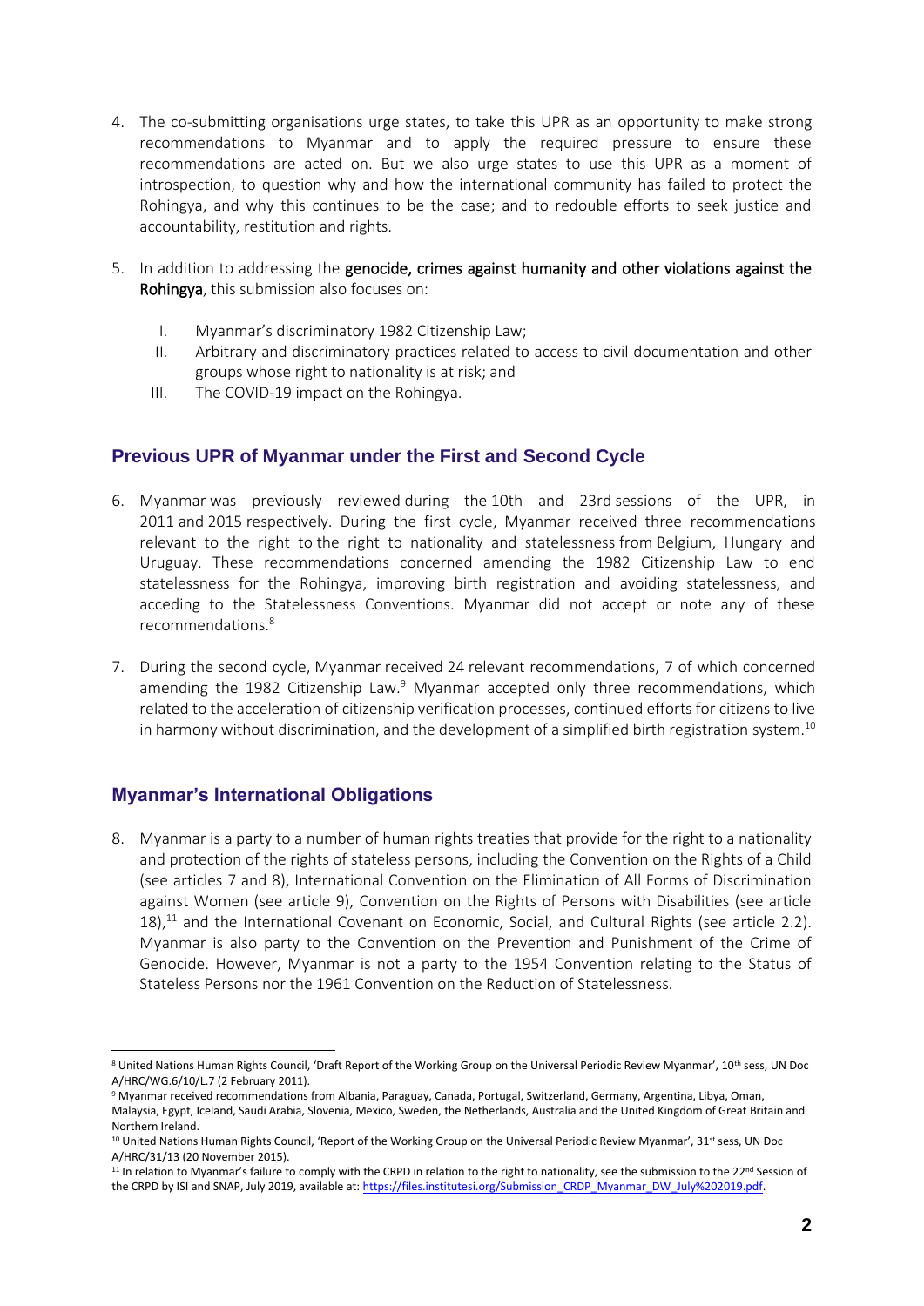4. The co-submitting organisations urge states, to take this UPR as an opportunity to make strong recommendations to Myanmar and to apply the required pressure to ensure these recommendations are acted on. But we also urge states to use this UPR as a moment of introspection, to question why and how the international community has failed to protect the Rohingya, and why this continues to be the case; and to redouble efforts to seek justice and accountability, restitution and rights.

5. In addition to addressing the **genocide, crimes against humanity and other violations against the Rohingya**, this submission also focuses on:

    I. Myanmar's discriminatory 1982 Citizenship Law;

    II. Arbitrary and discriminatory practices related to access to civil documentation and other groups whose right to nationality is at risk; and

    III. The COVID-19 impact on the Rohingya.

## Previous UPR of Myanmar under the First and Second Cycle

6. Myanmar was previously reviewed during the 10th and 23rd sessions of the UPR, in 2011 and 2015 respectively. During the first cycle, Myanmar received three recommendations relevant to the right to the right to nationality and statelessness from Belgium, Hungary and Uruguay. These recommendations concerned amending the 1982 Citizenship Law to end statelessness for the Rohingya, improving birth registration and avoiding statelessness, and acceding to the Statelessness Conventions. Myanmar did not accept or note any of these recommendations.[8]

7. During the second cycle, Myanmar received 24 relevant recommendations, 7 of which concerned amending the 1982 Citizenship Law.[9] Myanmar accepted only three recommendations, which related to the acceleration of citizenship verification processes, continued efforts for citizens to live in harmony without discrimination, and the development of a simplified birth registration system.[10]

## Myanmar's International Obligations

8. Myanmar is a party to a number of human rights treaties that provide for the right to a nationality and protection of the rights of stateless persons, including the Convention on the Rights of a Child (see articles 7 and 8), International Convention on the Elimination of All Forms of Discrimination against Women (see article 9), Convention on the Rights of Persons with Disabilities (see article 18),[11] and the International Covenant on Economic, Social, and Cultural Rights (see article 2.2). Myanmar is also party to the Convention on the Prevention and Punishment of the Crime of Genocide. However, Myanmar is not a party to the 1954 Convention relating to the Status of Stateless Persons nor the 1961 Convention on the Reduction of Statelessness.

---

[8] United Nations Human Rights Council, 'Draft Report of the Working Group on the Universal Periodic Review Myanmar', 10th sess, UN Doc A/HRC/WG.6/10/L.7 (2 February 2011).

[9] Myanmar received recommendations from Albania, Paraguay, Canada, Portugal, Switzerland, Germany, Argentina, Libya, Oman, Malaysia, Egypt, Iceland, Saudi Arabia, Slovenia, Mexico, Sweden, the Netherlands, Australia and the United Kingdom of Great Britain and Northern Ireland.

[10] United Nations Human Rights Council, 'Report of the Working Group on the Universal Periodic Review Myanmar', 31st sess, UN Doc A/HRC/31/13 (20 November 2015).

[11] In relation to Myanmar's failure to comply with the CRPD in relation to the right to nationality, see the submission to the 22nd Session of the CRPD by ISI and SNAP, July 2019, available at: https://files.institutesi.org/Submission_CRDP_Myanmar_DW_July%202019.pdf.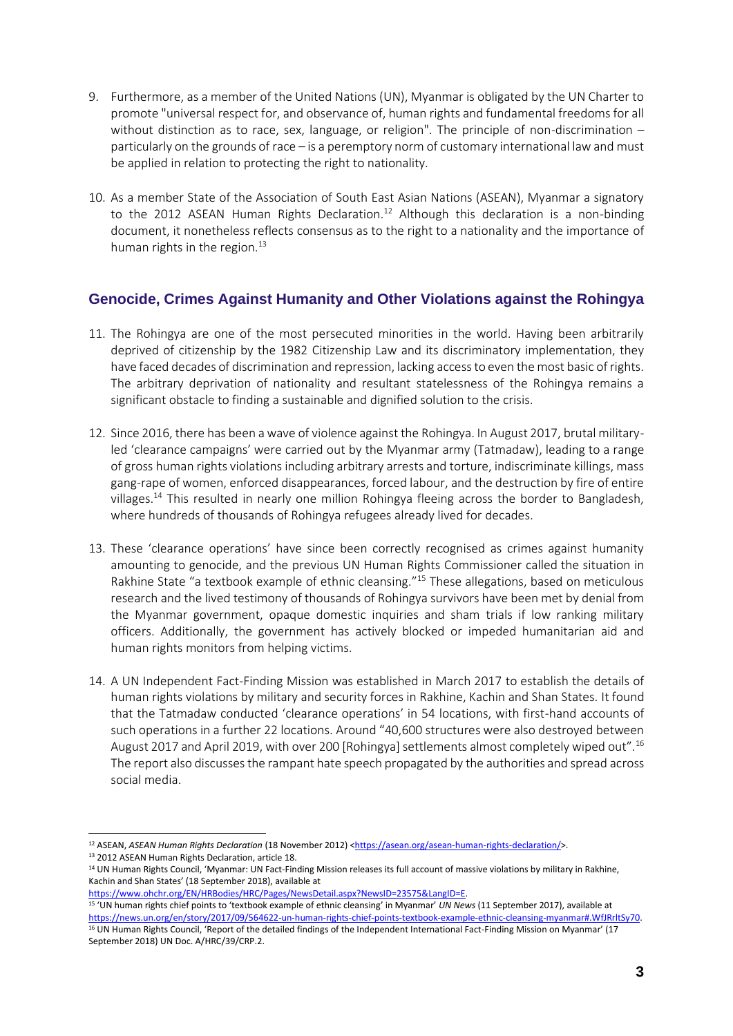9. Furthermore, as a member of the United Nations (UN), Myanmar is obligated by the UN Charter to promote "universal respect for, and observance of, human rights and fundamental freedoms for all without distinction as to race, sex, language, or religion". The principle of non-discrimination – particularly on the grounds of race – is a peremptory norm of customary international law and must be applied in relation to protecting the right to nationality.

10. As a member State of the Association of South East Asian Nations (ASEAN), Myanmar a signatory to the 2012 ASEAN Human Rights Declaration.[12] Although this declaration is a non-binding document, it nonetheless reflects consensus as to the right to a nationality and the importance of human rights in the region.[13]

## Genocide, Crimes Against Humanity and Other Violations against the Rohingya

11. The Rohingya are one of the most persecuted minorities in the world. Having been arbitrarily deprived of citizenship by the 1982 Citizenship Law and its discriminatory implementation, they have faced decades of discrimination and repression, lacking access to even the most basic of rights. The arbitrary deprivation of nationality and resultant statelessness of the Rohingya remains a significant obstacle to finding a sustainable and dignified solution to the crisis.

12. Since 2016, there has been a wave of violence against the Rohingya. In August 2017, brutal military-led 'clearance campaigns' were carried out by the Myanmar army (Tatmadaw), leading to a range of gross human rights violations including arbitrary arrests and torture, indiscriminate killings, mass gang-rape of women, enforced disappearances, forced labour, and the destruction by fire of entire villages.[14] This resulted in nearly one million Rohingya fleeing across the border to Bangladesh, where hundreds of thousands of Rohingya refugees already lived for decades.

13. These 'clearance operations' have since been correctly recognised as crimes against humanity amounting to genocide, and the previous UN Human Rights Commissioner called the situation in Rakhine State "a textbook example of ethnic cleansing."[15] These allegations, based on meticulous research and the lived testimony of thousands of Rohingya survivors have been met by denial from the Myanmar government, opaque domestic inquiries and sham trials if low ranking military officers. Additionally, the government has actively blocked or impeded humanitarian aid and human rights monitors from helping victims.

14. A UN Independent Fact-Finding Mission was established in March 2017 to establish the details of human rights violations by military and security forces in Rakhine, Kachin and Shan States. It found that the Tatmadaw conducted 'clearance operations' in 54 locations, with first-hand accounts of such operations in a further 22 locations. Around "40,600 structures were also destroyed between August 2017 and April 2019, with over 200 [Rohingya] settlements almost completely wiped out".[16] The report also discusses the rampant hate speech propagated by the authorities and spread across social media.

---

[12] ASEAN, *ASEAN Human Rights Declaration* (18 November 2012) <https://asean.org/asean-human-rights-declaration/>.

[13] 2012 ASEAN Human Rights Declaration, article 18.

[14] UN Human Rights Council, 'Myanmar: UN Fact-Finding Mission releases its full account of massive violations by military in Rakhine, Kachin and Shan States' (18 September 2018), available at https://www.ohchr.org/EN/HRBodies/HRC/Pages/NewsDetail.aspx?NewsID=23575&LangID=E.

[15] 'UN human rights chief points to 'textbook example of ethnic cleansing' in Myanmar' *UN News* (11 September 2017), available at https://news.un.org/en/story/2017/09/564622-un-human-rights-chief-points-textbook-example-ethnic-cleansing-myanmar#.WfJRrltSy70.

[16] UN Human Rights Council, 'Report of the detailed findings of the Independent International Fact-Finding Mission on Myanmar' (17 September 2018) UN Doc. A/HRC/39/CRP.2.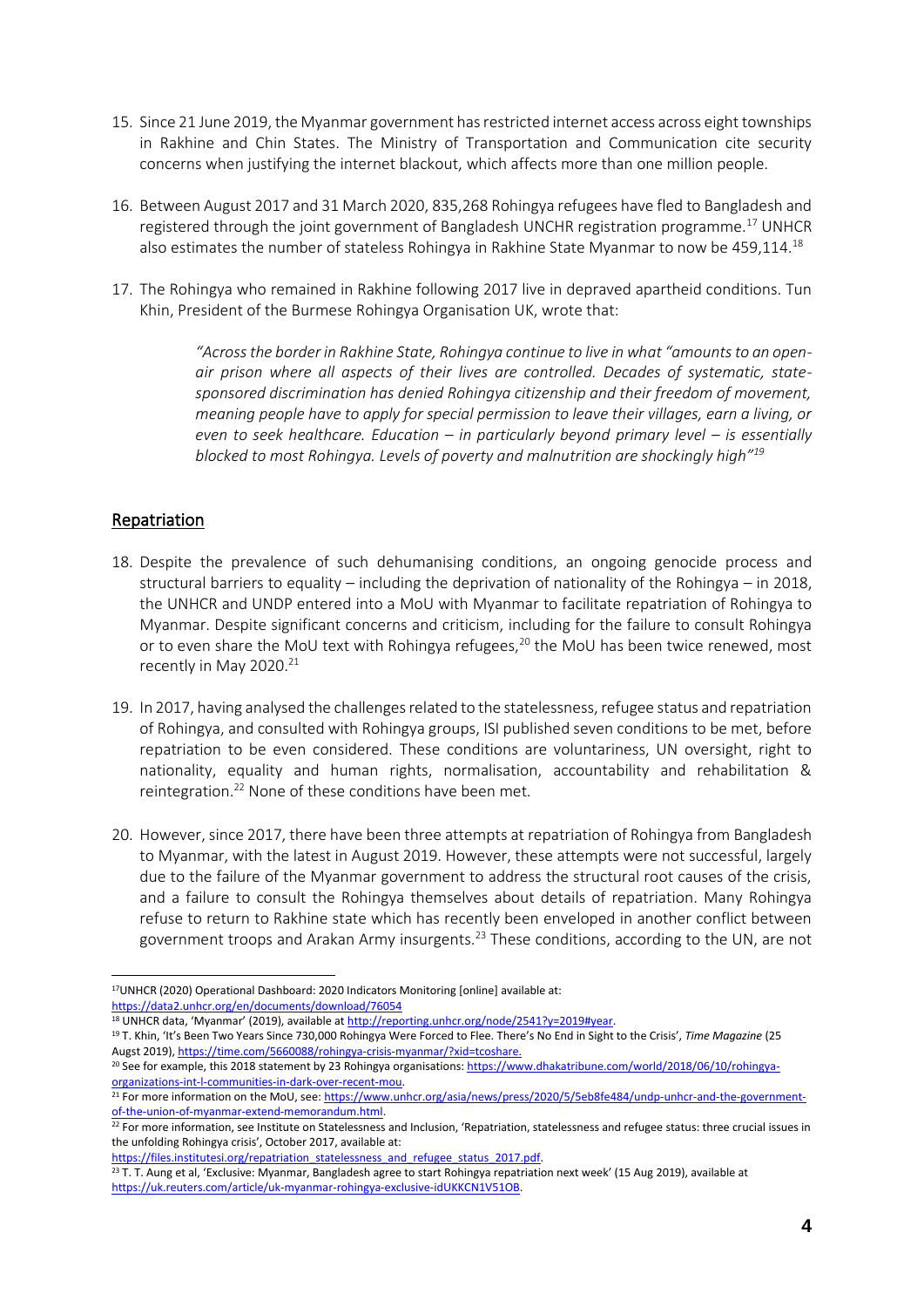15. Since 21 June 2019, the Myanmar government has restricted internet access across eight townships in Rakhine and Chin States. The Ministry of Transportation and Communication cite security concerns when justifying the internet blackout, which affects more than one million people.

16. Between August 2017 and 31 March 2020, 835,268 Rohingya refugees have fled to Bangladesh and registered through the joint government of Bangladesh UNCHR registration programme.[17] UNHCR also estimates the number of stateless Rohingya in Rakhine State Myanmar to now be 459,114.[18]

17. The Rohingya who remained in Rakhine following 2017 live in depraved apartheid conditions. Tun Khin, President of the Burmese Rohingya Organisation UK, wrote that:

> *"Across the border in Rakhine State, Rohingya continue to live in what "amounts to an open-air prison where all aspects of their lives are controlled. Decades of systematic, state-sponsored discrimination has denied Rohingya citizenship and their freedom of movement, meaning people have to apply for special permission to leave their villages, earn a living, or even to seek healthcare. Education – in particularly beyond primary level – is essentially blocked to most Rohingya. Levels of poverty and malnutrition are shockingly high"*[19]

## Repatriation

18. Despite the prevalence of such dehumanising conditions, an ongoing genocide process and structural barriers to equality – including the deprivation of nationality of the Rohingya – in 2018, the UNHCR and UNDP entered into a MoU with Myanmar to facilitate repatriation of Rohingya to Myanmar. Despite significant concerns and criticism, including for the failure to consult Rohingya or to even share the MoU text with Rohingya refugees,[20] the MoU has been twice renewed, most recently in May 2020.[21]

19. In 2017, having analysed the challenges related to the statelessness, refugee status and repatriation of Rohingya, and consulted with Rohingya groups, ISI published seven conditions to be met, before repatriation to be even considered. These conditions are voluntariness, UN oversight, right to nationality, equality and human rights, normalisation, accountability and rehabilitation & reintegration.[22] None of these conditions have been met.

20. However, since 2017, there have been three attempts at repatriation of Rohingya from Bangladesh to Myanmar, with the latest in August 2019. However, these attempts were not successful, largely due to the failure of the Myanmar government to address the structural root causes of the crisis, and a failure to consult the Rohingya themselves about details of repatriation. Many Rohingya refuse to return to Rakhine state which has recently been enveloped in another conflict between government troops and Arakan Army insurgents.[23] These conditions, according to the UN, are not

---

[17] UNHCR (2020) Operational Dashboard: 2020 Indicators Monitoring [online] available at: https://data2.unhcr.org/en/documents/download/76054

[18] UNHCR data, 'Myanmar' (2019), available at http://reporting.unhcr.org/node/2541?y=2019#year.

[19] T. Khin, 'It's Been Two Years Since 730,000 Rohingya Were Forced to Flee. There's No End in Sight to the Crisis', *Time Magazine* (25 Augst 2019), https://time.com/5660088/rohingya-crisis-myanmar/?xid=tcoshare.

[20] See for example, this 2018 statement by 23 Rohingya organisations: https://www.dhakatribune.com/world/2018/06/10/rohingya-organizations-int-l-communities-in-dark-over-recent-mou.

[21] For more information on the MoU, see: https://www.unhcr.org/asia/news/press/2020/5/5eb8fe484/undp-unhcr-and-the-government-of-the-union-of-myanmar-extend-memorandum.html.

[22] For more information, see Institute on Statelessness and Inclusion, 'Repatriation, statelessness and refugee status: three crucial issues in the unfolding Rohingya crisis', October 2017, available at: https://files.institutesi.org/repatriation_statelessness_and_refugee_status_2017.pdf.

[23] T. T. Aung et al, 'Exclusive: Myanmar, Bangladesh agree to start Rohingya repatriation next week' (15 Aug 2019), available at https://uk.reuters.com/article/uk-myanmar-rohingya-exclusive-idUKKCN1V51OB.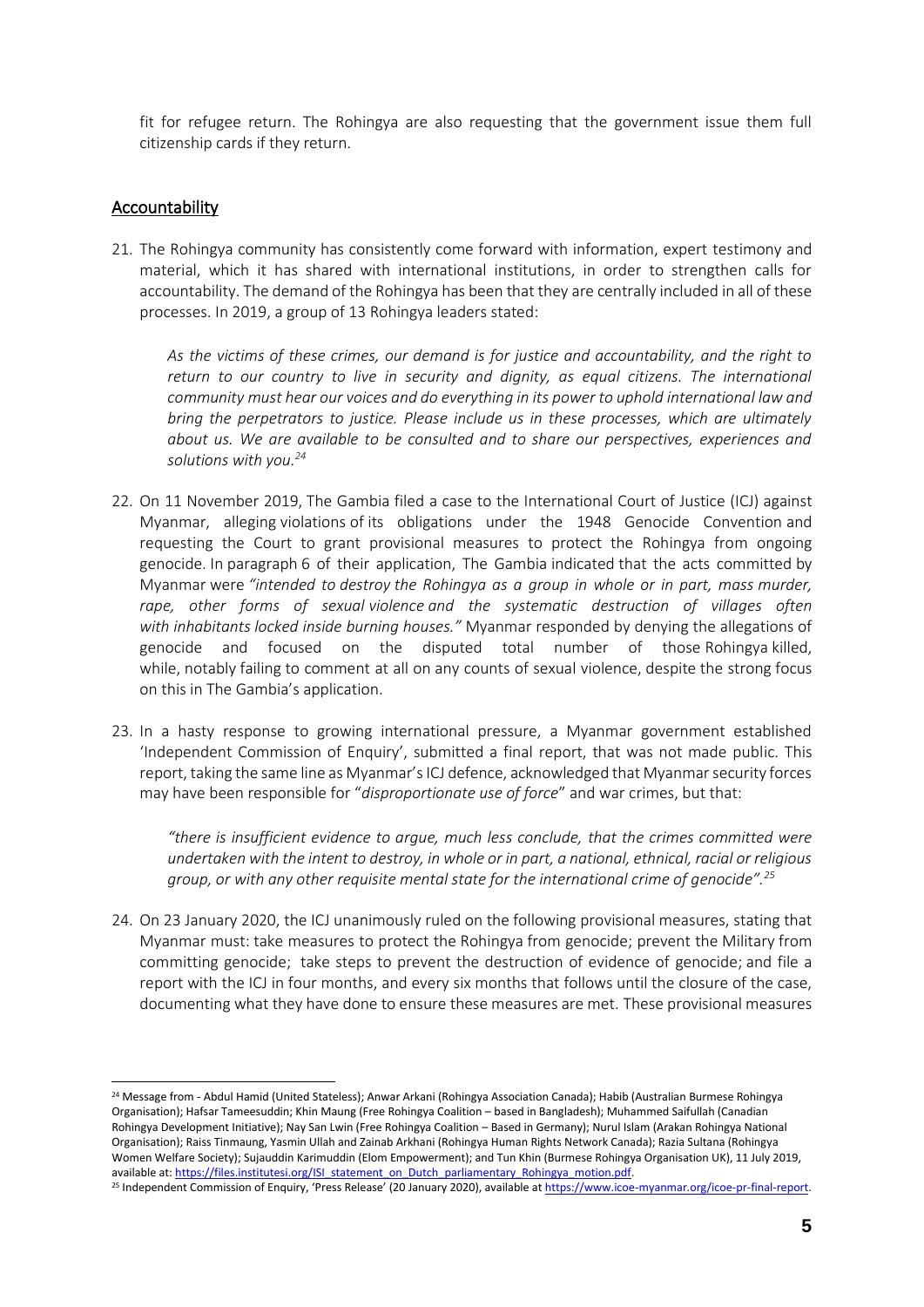fit for refugee return. The Rohingya are also requesting that the government issue them full citizenship cards if they return.

## Accountability

21. The Rohingya community has consistently come forward with information, expert testimony and material, which it has shared with international institutions, in order to strengthen calls for accountability. The demand of the Rohingya has been that they are centrally included in all of these processes. In 2019, a group of 13 Rohingya leaders stated:

    > *As the victims of these crimes, our demand is for justice and accountability, and the right to return to our country to live in security and dignity, as equal citizens. The international community must hear our voices and do everything in its power to uphold international law and bring the perpetrators to justice. Please include us in these processes, which are ultimately about us. We are available to be consulted and to share our perspectives, experiences and solutions with you.*[24]

22. On 11 November 2019, The Gambia filed a case to the International Court of Justice (ICJ) against Myanmar, alleging violations of its obligations under the 1948 Genocide Convention and requesting the Court to grant provisional measures to protect the Rohingya from ongoing genocide. In paragraph 6 of their application, The Gambia indicated that the acts committed by Myanmar were *"intended to destroy the Rohingya as a group in whole or in part, mass murder, rape, other forms of sexual violence and the systematic destruction of villages often with inhabitants locked inside burning houses."* Myanmar responded by denying the allegations of genocide and focused on the disputed total number of those Rohingya killed, while, notably failing to comment at all on any counts of sexual violence, despite the strong focus on this in The Gambia's application.

23. In a hasty response to growing international pressure, a Myanmar government established 'Independent Commission of Enquiry', submitted a final report, that was not made public. This report, taking the same line as Myanmar's ICJ defence, acknowledged that Myanmar security forces may have been responsible for "*disproportionate use of force*" and war crimes, but that:

    > *"there is insufficient evidence to argue, much less conclude, that the crimes committed were undertaken with the intent to destroy, in whole or in part, a national, ethnical, racial or religious group, or with any other requisite mental state for the international crime of genocide".*[25]

24. On 23 January 2020, the ICJ unanimously ruled on the following provisional measures, stating that Myanmar must: take measures to protect the Rohingya from genocide; prevent the Military from committing genocide; take steps to prevent the destruction of evidence of genocide; and file a report with the ICJ in four months, and every six months that follows until the closure of the case, documenting what they have done to ensure these measures are met. These provisional measures

---

[24] Message from - Abdul Hamid (United Stateless); Anwar Arkani (Rohingya Association Canada); Habib (Australian Burmese Rohingya Organisation); Hafsar Tameesuddin; Khin Maung (Free Rohingya Coalition – based in Bangladesh); Muhammed Saifullah (Canadian Rohingya Development Initiative); Nay San Lwin (Free Rohingya Coalition – Based in Germany); Nurul Islam (Arakan Rohingya National Organisation); Raiss Tinmaung, Yasmin Ullah and Zainab Arkhani (Rohingya Human Rights Network Canada); Razia Sultana (Rohingya Women Welfare Society); Sujauddin Karimuddin (Elom Empowerment); and Tun Khin (Burmese Rohingya Organisation UK), 11 July 2019, available at: https://files.institutesi.org/ISI_statement_on_Dutch_parliamentary_Rohingya_motion.pdf.

[25] Independent Commission of Enquiry, 'Press Release' (20 January 2020), available at https://www.icoe-myanmar.org/icoe-pr-final-report.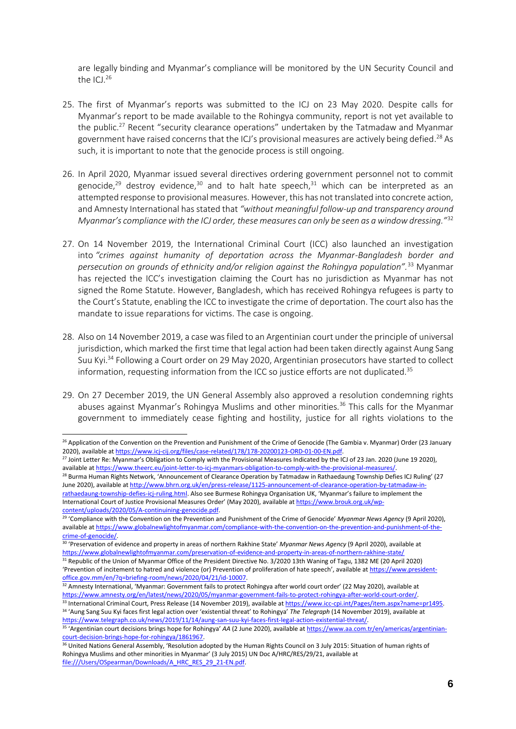are legally binding and Myanmar's compliance will be monitored by the UN Security Council and the ICJ.[26]

25. The first of Myanmar's reports was submitted to the ICJ on 23 May 2020. Despite calls for Myanmar's report to be made available to the Rohingya community, report is not yet available to the public.[27] Recent "security clearance operations" undertaken by the Tatmadaw and Myanmar government have raised concerns that the ICJ's provisional measures are actively being defied.[28] As such, it is important to note that the genocide process is still ongoing.

26. In April 2020, Myanmar issued several directives ordering government personnel not to commit genocide,[29] destroy evidence,[30] and to halt hate speech,[31] which can be interpreted as an attempted response to provisional measures. However, this has not translated into concrete action, and Amnesty International has stated that *"without meaningful follow-up and transparency around Myanmar's compliance with the ICJ order, these measures can only be seen as a window dressing."*[32]

27. On 14 November 2019, the International Criminal Court (ICC) also launched an investigation into *"crimes against humanity of deportation across the Myanmar-Bangladesh border and persecution on grounds of ethnicity and/or religion against the Rohingya population"*.[33] Myanmar has rejected the ICC's investigation claiming the Court has no jurisdiction as Myanmar has not signed the Rome Statute. However, Bangladesh, which has received Rohingya refugees is party to the Court's Statute, enabling the ICC to investigate the crime of deportation. The court also has the mandate to issue reparations for victims. The case is ongoing.

28. Also on 14 November 2019, a case was filed to an Argentinian court under the principle of universal jurisdiction, which marked the first time that legal action had been taken directly against Aung Sang Suu Kyi.[34] Following a Court order on 29 May 2020, Argentinian prosecutors have started to collect information, requesting information from the ICC so justice efforts are not duplicated.[35]

29. On 27 December 2019, the UN General Assembly also approved a resolution condemning rights abuses against Myanmar's Rohingya Muslims and other minorities.[36] This calls for the Myanmar government to immediately cease fighting and hostility, justice for all rights violations to the

---

[26] Application of the Convention on the Prevention and Punishment of the Crime of Genocide (The Gambia v. Myanmar) Order (23 January 2020), available at https://www.icj-cij.org/files/case-related/178/178-20200123-ORD-01-00-EN.pdf.

[27] Joint Letter Re: Myanmar's Obligation to Comply with the Provisional Measures Indicated by the ICJ of 23 Jan. 2020 (June 19 2020), available at https://www.theerc.eu/joint-letter-to-icj-myanmars-obligation-to-comply-with-the-provisional-measures/.

[28] Burma Human Rights Network, 'Announcement of Clearance Operation by Tatmadaw in Rathaedaung Township Defies ICJ Ruling' (27 June 2020), available at http://www.bhrn.org.uk/en/press-release/1125-announcement-of-clearance-operation-by-tatmadaw-in-rathaedaung-township-defies-icj-ruling.html. Also see Burmese Rohingya Organisation UK, 'Myanmar's failure to implement the International Court of Justice Provisional Measures Order' (May 2020), available at https://www.brouk.org.uk/wp-content/uploads/2020/05/A-continuining-genocide.pdf.

[29] 'Compliance with the Convention on the Prevention and Punishment of the Crime of Genocide' *Myanmar News Agency* (9 April 2020), available at https://www.globalnewlightofmyanmar.com/compliance-with-the-convention-on-the-prevention-and-punishment-of-the-crime-of-genocide/.

[30] 'Preservation of evidence and property in areas of northern Rakhine State' *Myanmar News Agency* (9 April 2020), available at https://www.globalnewlightofmyanmar.com/preservation-of-evidence-and-property-in-areas-of-northern-rakhine-state/

[31] Republic of the Union of Myanmar Office of the President Directive No. 3/2020 13th Waning of Tagu, 1382 ME (20 April 2020) 'Prevention of incitement to hatred and violence (or) Prevention of proliferation of hate speech', available at https://www.president-office.gov.mm/en/?q=briefing-room/news/2020/04/21/id-10007.

[32] Amnesty International, 'Myanmar: Government fails to protect Rohingya after world court order' (22 May 2020), available at https://www.amnesty.org/en/latest/news/2020/05/myanmar-government-fails-to-protect-rohingya-after-world-court-order/.

[33] International Criminal Court, Press Release (14 November 2019), available at https://www.icc-cpi.int/Pages/item.aspx?name=pr1495.

[34] 'Aung Sang Suu Kyi faces first legal action over 'existential threat' to Rohingya' *The Telegraph* (14 November 2019), available at https://www.telegraph.co.uk/news/2019/11/14/aung-san-suu-kyi-faces-first-legal-action-existential-threat/.

[35] 'Argentinian court decisions brings hope for Rohingya' *AA* (2 June 2020), available at https://www.aa.com.tr/en/americas/argentinian-court-decision-brings-hope-for-rohingya/1861967.

[36] United Nations General Assembly, 'Resolution adopted by the Human Rights Council on 3 July 2015: Situation of human rights of Rohingya Muslims and other minorities in Myanmar' (3 July 2015) UN Doc A/HRC/RES/29/21, available at file:///Users/OSpearman/Downloads/A_HRC_RES_29_21-EN.pdf.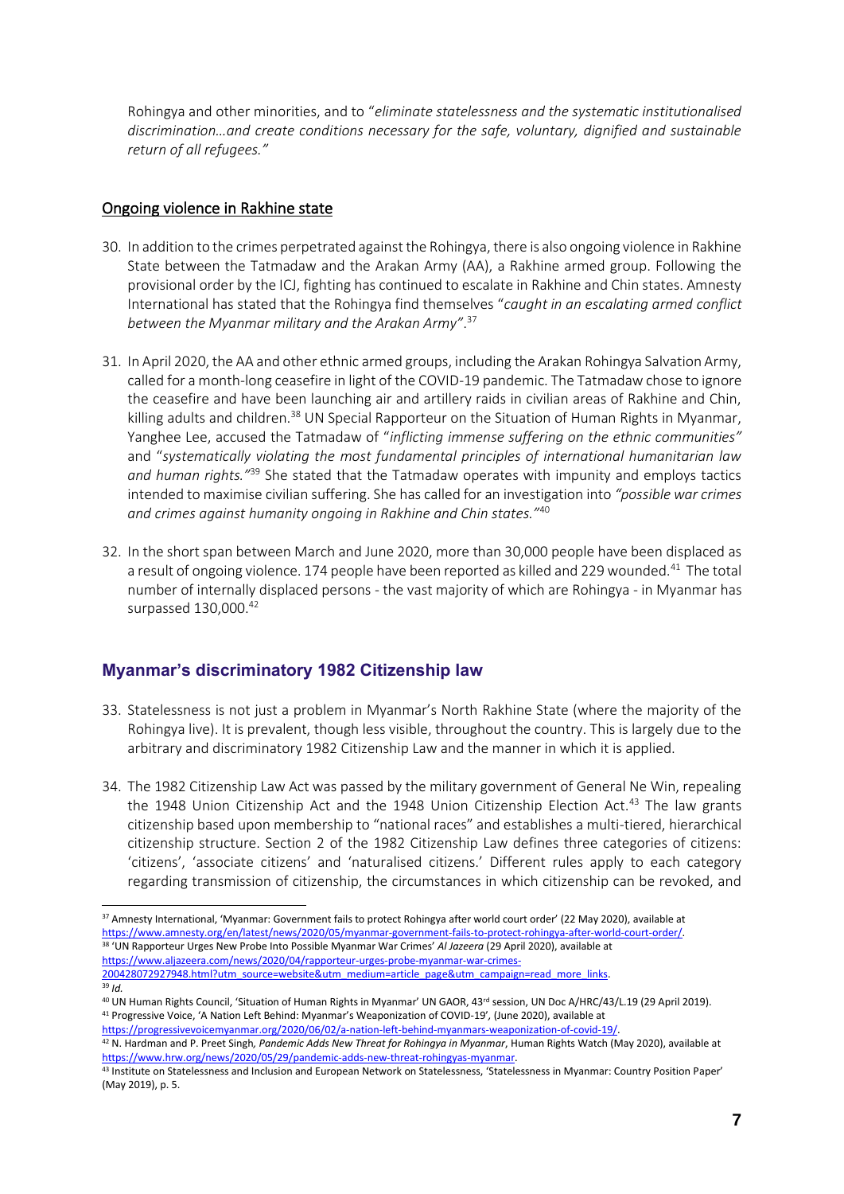Rohingya and other minorities, and to "*eliminate statelessness and the systematic institutionalised discrimination…and create conditions necessary for the safe, voluntary, dignified and sustainable return of all refugees.*"

### Ongoing violence in Rakhine state

30. In addition to the crimes perpetrated against the Rohingya, there is also ongoing violence in Rakhine State between the Tatmadaw and the Arakan Army (AA), a Rakhine armed group. Following the provisional order by the ICJ, fighting has continued to escalate in Rakhine and Chin states. Amnesty International has stated that the Rohingya find themselves "*caught in an escalating armed conflict between the Myanmar military and the Arakan Army*".[37]

31. In April 2020, the AA and other ethnic armed groups, including the Arakan Rohingya Salvation Army, called for a month-long ceasefire in light of the COVID-19 pandemic. The Tatmadaw chose to ignore the ceasefire and have been launching air and artillery raids in civilian areas of Rakhine and Chin, killing adults and children.[38] UN Special Rapporteur on the Situation of Human Rights in Myanmar, Yanghee Lee, accused the Tatmadaw of "*inflicting immense suffering on the ethnic communities*" and "*systematically violating the most fundamental principles of international humanitarian law and human rights.*"[39] She stated that the Tatmadaw operates with impunity and employs tactics intended to maximise civilian suffering. She has called for an investigation into *"possible war crimes and crimes against humanity ongoing in Rakhine and Chin states."*[40]

32. In the short span between March and June 2020, more than 30,000 people have been displaced as a result of ongoing violence. 174 people have been reported as killed and 229 wounded.[41] The total number of internally displaced persons - the vast majority of which are Rohingya - in Myanmar has surpassed 130,000.[42]

## Myanmar's discriminatory 1982 Citizenship law

33. Statelessness is not just a problem in Myanmar's North Rakhine State (where the majority of the Rohingya live). It is prevalent, though less visible, throughout the country. This is largely due to the arbitrary and discriminatory 1982 Citizenship Law and the manner in which it is applied.

34. The 1982 Citizenship Law Act was passed by the military government of General Ne Win, repealing the 1948 Union Citizenship Act and the 1948 Union Citizenship Election Act.[43] The law grants citizenship based upon membership to "national races" and establishes a multi-tiered, hierarchical citizenship structure. Section 2 of the 1982 Citizenship Law defines three categories of citizens: 'citizens', 'associate citizens' and 'naturalised citizens.' Different rules apply to each category regarding transmission of citizenship, the circumstances in which citizenship can be revoked, and

---

[37] Amnesty International, 'Myanmar: Government fails to protect Rohingya after world court order' (22 May 2020), available at https://www.amnesty.org/en/latest/news/2020/05/myanmar-government-fails-to-protect-rohingya-after-world-court-order/.

[38] 'UN Rapporteur Urges New Probe Into Possible Myanmar War Crimes' *Al Jazeera* (29 April 2020), available at https://www.aljazeera.com/news/2020/04/rapporteur-urges-probe-myanmar-war-crimes-200428072927948.html?utm_source=website&utm_medium=article_page&utm_campaign=read_more_links.

[39] *Id.*

[40] UN Human Rights Council, 'Situation of Human Rights in Myanmar' UN GAOR, 43rd session, UN Doc A/HRC/43/L.19 (29 April 2019).

[41] Progressive Voice, 'A Nation Left Behind: Myanmar's Weaponization of COVID-19', (June 2020), available at https://progressivevoicemyanmar.org/2020/06/02/a-nation-left-behind-myanmars-weaponization-of-covid-19/.

[42] N. Hardman and P. Preet Singh, *Pandemic Adds New Threat for Rohingya in Myanmar*, Human Rights Watch (May 2020), available at https://www.hrw.org/news/2020/05/29/pandemic-adds-new-threat-rohingyas-myanmar.

[43] Institute on Statelessness and Inclusion and European Network on Statelessness, 'Statelessness in Myanmar: Country Position Paper' (May 2019), p. 5.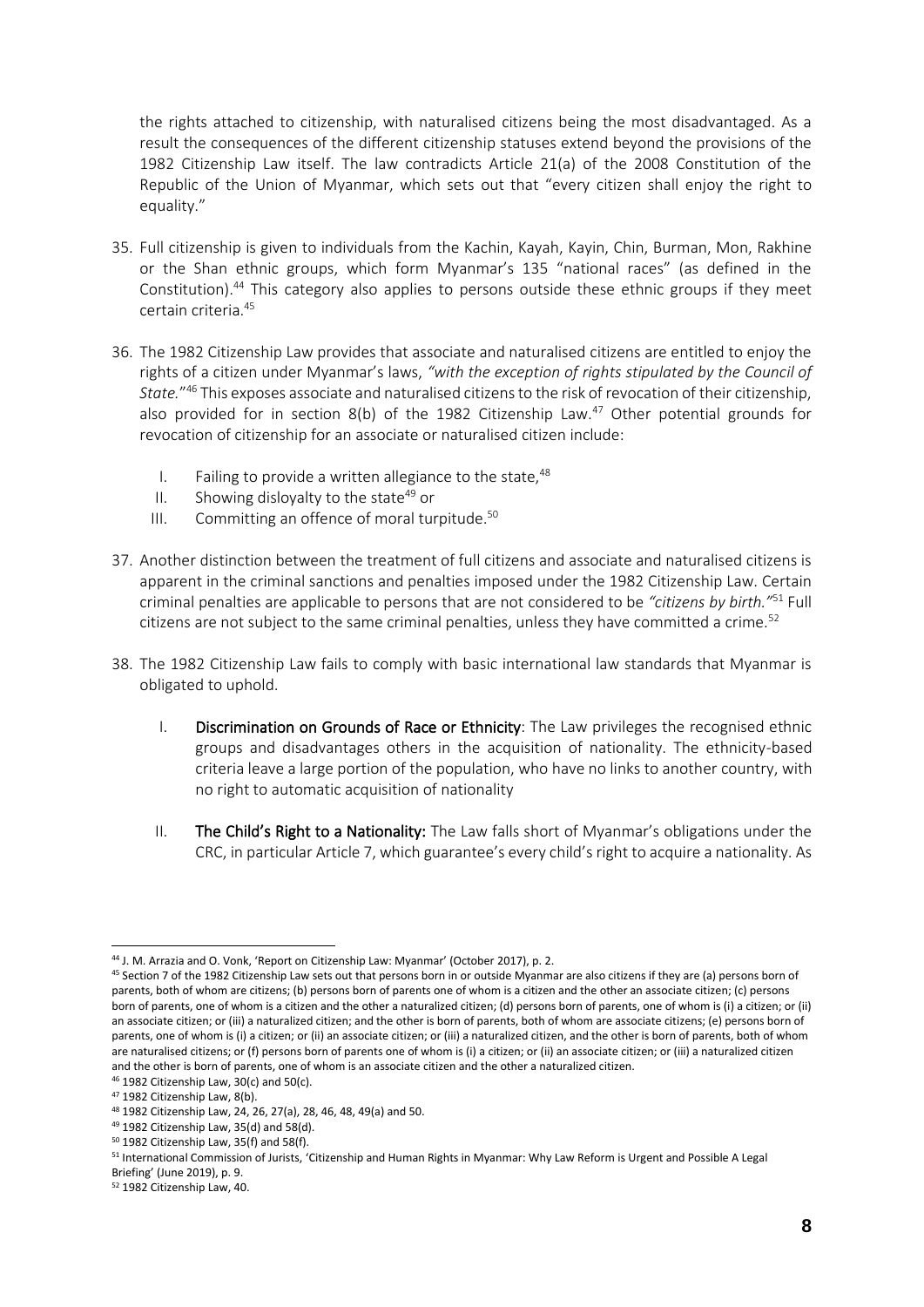the rights attached to citizenship, with naturalised citizens being the most disadvantaged. As a result the consequences of the different citizenship statuses extend beyond the provisions of the 1982 Citizenship Law itself. The law contradicts Article 21(a) of the 2008 Constitution of the Republic of the Union of Myanmar, which sets out that "every citizen shall enjoy the right to equality."

35. Full citizenship is given to individuals from the Kachin, Kayah, Kayin, Chin, Burman, Mon, Rakhine or the Shan ethnic groups, which form Myanmar's 135 "national races" (as defined in the Constitution).[44] This category also applies to persons outside these ethnic groups if they meet certain criteria.[45]

36. The 1982 Citizenship Law provides that associate and naturalised citizens are entitled to enjoy the rights of a citizen under Myanmar's laws, *"with the exception of rights stipulated by the Council of State."*[46] This exposes associate and naturalised citizens to the risk of revocation of their citizenship, also provided for in section 8(b) of the 1982 Citizenship Law.[47] Other potential grounds for revocation of citizenship for an associate or naturalised citizen include:

    I. Failing to provide a written allegiance to the state,[48]
    II. Showing disloyalty to the state[49] or
    III. Committing an offence of moral turpitude.[50]

37. Another distinction between the treatment of full citizens and associate and naturalised citizens is apparent in the criminal sanctions and penalties imposed under the 1982 Citizenship Law. Certain criminal penalties are applicable to persons that are not considered to be *"citizens by birth."*[51] Full citizens are not subject to the same criminal penalties, unless they have committed a crime.[52]

38. The 1982 Citizenship Law fails to comply with basic international law standards that Myanmar is obligated to uphold.

    I. **Discrimination on Grounds of Race or Ethnicity**: The Law privileges the recognised ethnic groups and disadvantages others in the acquisition of nationality. The ethnicity-based criteria leave a large portion of the population, who have no links to another country, with no right to automatic acquisition of nationality

    II. **The Child's Right to a Nationality:** The Law falls short of Myanmar's obligations under the CRC, in particular Article 7, which guarantee's every child's right to acquire a nationality. As

---

[44] J. M. Arrazia and O. Vonk, 'Report on Citizenship Law: Myanmar' (October 2017), p. 2.

[45] Section 7 of the 1982 Citizenship Law sets out that persons born in or outside Myanmar are also citizens if they are (a) persons born of parents, both of whom are citizens; (b) persons born of parents one of whom is a citizen and the other an associate citizen; (c) persons born of parents, one of whom is a citizen and the other a naturalized citizen; (d) persons born of parents, one of whom is (i) a citizen; or (ii) an associate citizen; or (iii) a naturalized citizen; and the other is born of parents, both of whom are associate citizens; (e) persons born of parents, one of whom is (i) a citizen; or (ii) an associate citizen; or (iii) a naturalized citizen, and the other is born of parents, both of whom are naturalised citizens; or (f) persons born of parents one of whom is (i) a citizen; or (ii) an associate citizen; or (iii) a naturalized citizen and the other is born of parents, one of whom is an associate citizen and the other a naturalized citizen.

[46] 1982 Citizenship Law, 30(c) and 50(c).

[47] 1982 Citizenship Law, 8(b).

[48] 1982 Citizenship Law, 24, 26, 27(a), 28, 46, 48, 49(a) and 50.

[49] 1982 Citizenship Law, 35(d) and 58(d).

[50] 1982 Citizenship Law, 35(f) and 58(f).

[51] International Commission of Jurists, 'Citizenship and Human Rights in Myanmar: Why Law Reform is Urgent and Possible A Legal Briefing' (June 2019), p. 9.

[52] 1982 Citizenship Law, 40.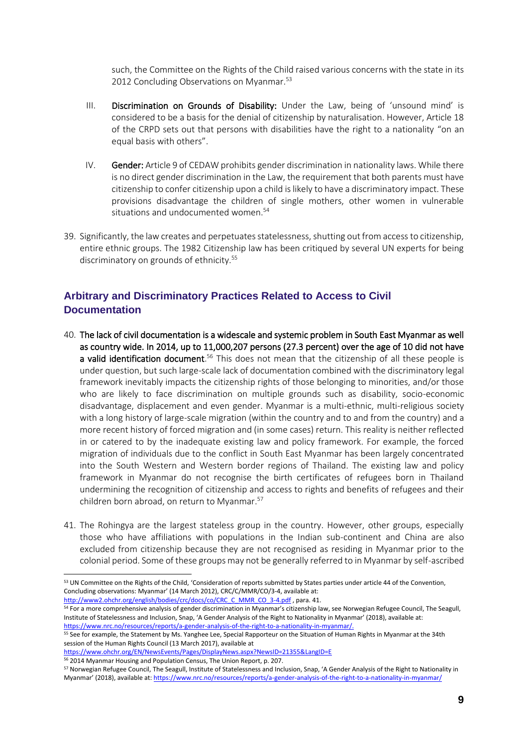such, the Committee on the Rights of the Child raised various concerns with the state in its 2012 Concluding Observations on Myanmar.[53]

III. **Discrimination on Grounds of Disability:** Under the Law, being of 'unsound mind' is considered to be a basis for the denial of citizenship by naturalisation. However, Article 18 of the CRPD sets out that persons with disabilities have the right to a nationality "on an equal basis with others".

IV. **Gender:** Article 9 of CEDAW prohibits gender discrimination in nationality laws. While there is no direct gender discrimination in the Law, the requirement that both parents must have citizenship to confer citizenship upon a child is likely to have a discriminatory impact. These provisions disadvantage the children of single mothers, other women in vulnerable situations and undocumented women.[54]

39. Significantly, the law creates and perpetuates statelessness, shutting out from access to citizenship, entire ethnic groups. The 1982 Citizenship law has been critiqued by several UN experts for being discriminatory on grounds of ethnicity.[55]

## Arbitrary and Discriminatory Practices Related to Access to Civil Documentation

40. **The lack of civil documentation is a widescale and systemic problem in South East Myanmar as well as country wide. In 2014, up to 11,000,207 persons (27.3 percent) over the age of 10 did not have a valid identification document**.[56] This does not mean that the citizenship of all these people is under question, but such large-scale lack of documentation combined with the discriminatory legal framework inevitably impacts the citizenship rights of those belonging to minorities, and/or those who are likely to face discrimination on multiple grounds such as disability, socio-economic disadvantage, displacement and even gender. Myanmar is a multi-ethnic, multi-religious society with a long history of large-scale migration (within the country and to and from the country) and a more recent history of forced migration and (in some cases) return. This reality is neither reflected in or catered to by the inadequate existing law and policy framework. For example, the forced migration of individuals due to the conflict in South East Myanmar has been largely concentrated into the South Western and Western border regions of Thailand. The existing law and policy framework in Myanmar do not recognise the birth certificates of refugees born in Thailand undermining the recognition of citizenship and access to rights and benefits of refugees and their children born abroad, on return to Myanmar.[57]

41. The Rohingya are the largest stateless group in the country. However, other groups, especially those who have affiliations with populations in the Indian sub-continent and China are also excluded from citizenship because they are not recognised as residing in Myanmar prior to the colonial period. Some of these groups may not be generally referred to in Myanmar by self-ascribed

---

[53] UN Committee on the Rights of the Child, 'Consideration of reports submitted by States parties under article 44 of the Convention, Concluding observations: Myanmar' (14 March 2012), CRC/C/MMR/CO/3-4, available at: http://www2.ohchr.org/english/bodies/crc/docs/co/CRC_C_MMR_CO_3-4.pdf , para. 41.

[54] For a more comprehensive analysis of gender discrimination in Myanmar's citizenship law, see Norwegian Refugee Council, The Seagull, Institute of Statelessness and Inclusion, Snap, 'A Gender Analysis of the Right to Nationality in Myanmar' (2018), available at: https://www.nrc.no/resources/reports/a-gender-analysis-of-the-right-to-a-nationality-in-myanmar/.

[55] See for example, the Statement by Ms. Yanghee Lee, Special Rapporteur on the Situation of Human Rights in Myanmar at the 34th session of the Human Rights Council (13 March 2017), available at https://www.ohchr.org/EN/NewsEvents/Pages/DisplayNews.aspx?NewsID=21355&LangID=E

[56] 2014 Myanmar Housing and Population Census, The Union Report, p. 207.

[57] Norwegian Refugee Council, The Seagull, Institute of Statelessness and Inclusion, Snap, 'A Gender Analysis of the Right to Nationality in Myanmar' (2018), available at: https://www.nrc.no/resources/reports/a-gender-analysis-of-the-right-to-a-nationality-in-myanmar/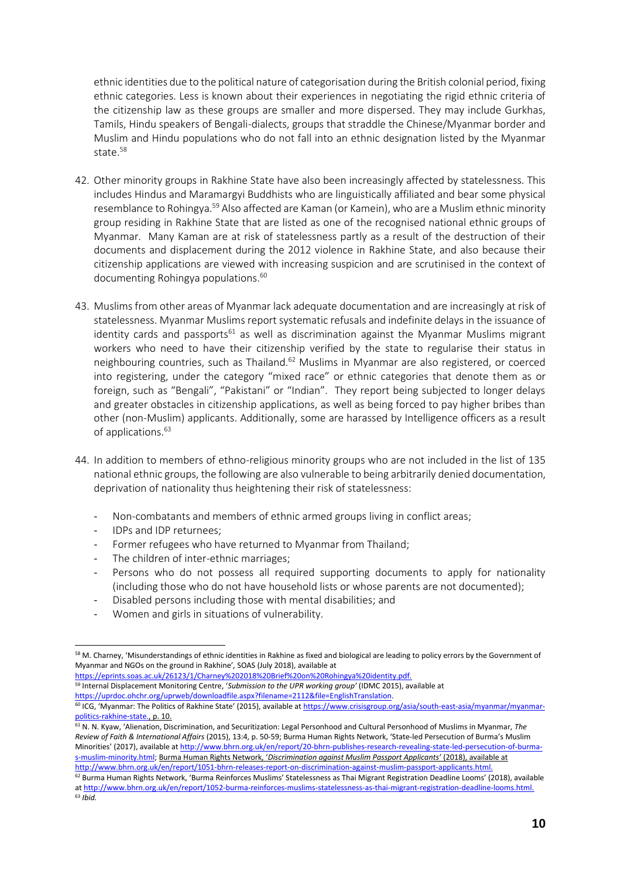ethnic identities due to the political nature of categorisation during the British colonial period, fixing ethnic categories. Less is known about their experiences in negotiating the rigid ethnic criteria of the citizenship law as these groups are smaller and more dispersed. They may include Gurkhas, Tamils, Hindu speakers of Bengali-dialects, groups that straddle the Chinese/Myanmar border and Muslim and Hindu populations who do not fall into an ethnic designation listed by the Myanmar state.[58]

42. Other minority groups in Rakhine State have also been increasingly affected by statelessness. This includes Hindus and Maramargyi Buddhists who are linguistically affiliated and bear some physical resemblance to Rohingya.[59] Also affected are Kaman (or Kamein), who are a Muslim ethnic minority group residing in Rakhine State that are listed as one of the recognised national ethnic groups of Myanmar. Many Kaman are at risk of statelessness partly as a result of the destruction of their documents and displacement during the 2012 violence in Rakhine State, and also because their citizenship applications are viewed with increasing suspicion and are scrutinised in the context of documenting Rohingya populations.[60]

43. Muslims from other areas of Myanmar lack adequate documentation and are increasingly at risk of statelessness. Myanmar Muslims report systematic refusals and indefinite delays in the issuance of identity cards and passports[61] as well as discrimination against the Myanmar Muslims migrant workers who need to have their citizenship verified by the state to regularise their status in neighbouring countries, such as Thailand.[62] Muslims in Myanmar are also registered, or coerced into registering, under the category "mixed race" or ethnic categories that denote them as or foreign, such as "Bengali", "Pakistani" or "Indian". They report being subjected to longer delays and greater obstacles in citizenship applications, as well as being forced to pay higher bribes than other (non-Muslim) applicants. Additionally, some are harassed by Intelligence officers as a result of applications.[63]

44. In addition to members of ethno-religious minority groups who are not included in the list of 135 national ethnic groups, the following are also vulnerable to being arbitrarily denied documentation, deprivation of nationality thus heightening their risk of statelessness:

   - Non-combatants and members of ethnic armed groups living in conflict areas;
   - IDPs and IDP returnees;
   - Former refugees who have returned to Myanmar from Thailand;
   - The children of inter-ethnic marriages;
   - Persons who do not possess all required supporting documents to apply for nationality (including those who do not have household lists or whose parents are not documented);
   - Disabled persons including those with mental disabilities; and
   - Women and girls in situations of vulnerability.

---

[58] M. Charney, 'Misunderstandings of ethnic identities in Rakhine as fixed and biological are leading to policy errors by the Government of Myanmar and NGOs on the ground in Rakhine', SOAS (July 2018), available at https://eprints.soas.ac.uk/26123/1/Charney%202018%20Brief%20on%20Rohingya%20identity.pdf.

[59] Internal Displacement Monitoring Centre, '*Submission to the UPR working group*' (IDMC 2015), available at https://uprdoc.ohchr.org/uprweb/downloadfile.aspx?filename=2112&file=EnglishTranslation.

[60] ICG, 'Myanmar: The Politics of Rakhine State' (2015), available at https://www.crisisgroup.org/asia/south-east-asia/myanmar/myanmar-politics-rakhine-state., p. 10.

[61] N. N. Kyaw, 'Alienation, Discrimination, and Securitization: Legal Personhood and Cultural Personhood of Muslims in Myanmar, *The Review of Faith & International Affairs* (2015), 13:4, p. 50-59; Burma Human Rights Network, 'State-led Persecution of Burma's Muslim Minorities' (2017), available at http://www.bhrn.org.uk/en/report/20-bhrn-publishes-research-revealing-state-led-persecution-of-burma-s-muslim-minority.html; Burma Human Rights Network, '*Discrimination against Muslim Passport Applicants*' (2018), available at http://www.bhrn.org.uk/en/report/1051-bhrn-releases-report-on-discrimination-against-muslim-passport-applicants.html.

[62] Burma Human Rights Network, 'Burma Reinforces Muslims' Statelessness as Thai Migrant Registration Deadline Looms' (2018), available at http://www.bhrn.org.uk/en/report/1052-burma-reinforces-muslims-statelessness-as-thai-migrant-registration-deadline-looms.html.

[63] *Ibid.*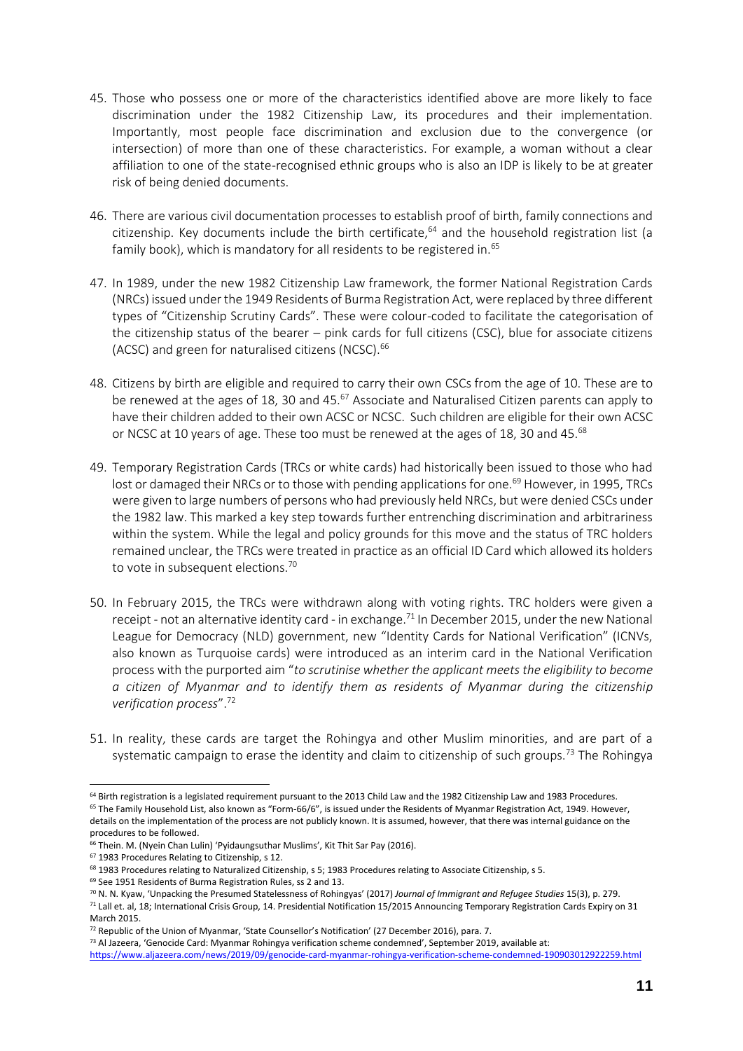45. Those who possess one or more of the characteristics identified above are more likely to face discrimination under the 1982 Citizenship Law, its procedures and their implementation. Importantly, most people face discrimination and exclusion due to the convergence (or intersection) of more than one of these characteristics. For example, a woman without a clear affiliation to one of the state-recognised ethnic groups who is also an IDP is likely to be at greater risk of being denied documents.

46. There are various civil documentation processes to establish proof of birth, family connections and citizenship. Key documents include the birth certificate,[64] and the household registration list (a family book), which is mandatory for all residents to be registered in.[65]

47. In 1989, under the new 1982 Citizenship Law framework, the former National Registration Cards (NRCs) issued under the 1949 Residents of Burma Registration Act, were replaced by three different types of "Citizenship Scrutiny Cards". These were colour-coded to facilitate the categorisation of the citizenship status of the bearer – pink cards for full citizens (CSC), blue for associate citizens (ACSC) and green for naturalised citizens (NCSC).[66]

48. Citizens by birth are eligible and required to carry their own CSCs from the age of 10. These are to be renewed at the ages of 18, 30 and 45.[67] Associate and Naturalised Citizen parents can apply to have their children added to their own ACSC or NCSC. Such children are eligible for their own ACSC or NCSC at 10 years of age. These too must be renewed at the ages of 18, 30 and 45.[68]

49. Temporary Registration Cards (TRCs or white cards) had historically been issued to those who had lost or damaged their NRCs or to those with pending applications for one.[69] However, in 1995, TRCs were given to large numbers of persons who had previously held NRCs, but were denied CSCs under the 1982 law. This marked a key step towards further entrenching discrimination and arbitrariness within the system. While the legal and policy grounds for this move and the status of TRC holders remained unclear, the TRCs were treated in practice as an official ID Card which allowed its holders to vote in subsequent elections.[70]

50. In February 2015, the TRCs were withdrawn along with voting rights. TRC holders were given a receipt - not an alternative identity card - in exchange.[71] In December 2015, under the new National League for Democracy (NLD) government, new "Identity Cards for National Verification" (ICNVs, also known as Turquoise cards) were introduced as an interim card in the National Verification process with the purported aim "*to scrutinise whether the applicant meets the eligibility to become a citizen of Myanmar and to identify them as residents of Myanmar during the citizenship verification process*".[72]

51. In reality, these cards are target the Rohingya and other Muslim minorities, and are part of a systematic campaign to erase the identity and claim to citizenship of such groups.[73] The Rohingya

---

[64] Birth registration is a legislated requirement pursuant to the 2013 Child Law and the 1982 Citizenship Law and 1983 Procedures.

[65] The Family Household List, also known as "Form-66/6", is issued under the Residents of Myanmar Registration Act, 1949. However, details on the implementation of the process are not publicly known. It is assumed, however, that there was internal guidance on the procedures to be followed.

[66] Thein. M. (Nyein Chan Lulin) 'Pyidaungsuthar Muslims', Kit Thit Sar Pay (2016).

[67] 1983 Procedures Relating to Citizenship, s 12.

[68] 1983 Procedures relating to Naturalized Citizenship, s 5; 1983 Procedures relating to Associate Citizenship, s 5.

[69] See 1951 Residents of Burma Registration Rules, ss 2 and 13.

[70] N. N. Kyaw, 'Unpacking the Presumed Statelessness of Rohingyas' (2017) *Journal of Immigrant and Refugee Studies* 15(3), p. 279.

[71] Lall et. al, 18; International Crisis Group, 14. Presidential Notification 15/2015 Announcing Temporary Registration Cards Expiry on 31 March 2015.

[72] Republic of the Union of Myanmar, 'State Counsellor's Notification' (27 December 2016), para. 7.

[73] Al Jazeera, 'Genocide Card: Myanmar Rohingya verification scheme condemned', September 2019, available at: https://www.aljazeera.com/news/2019/09/genocide-card-myanmar-rohingya-verification-scheme-condemned-190903012922259.html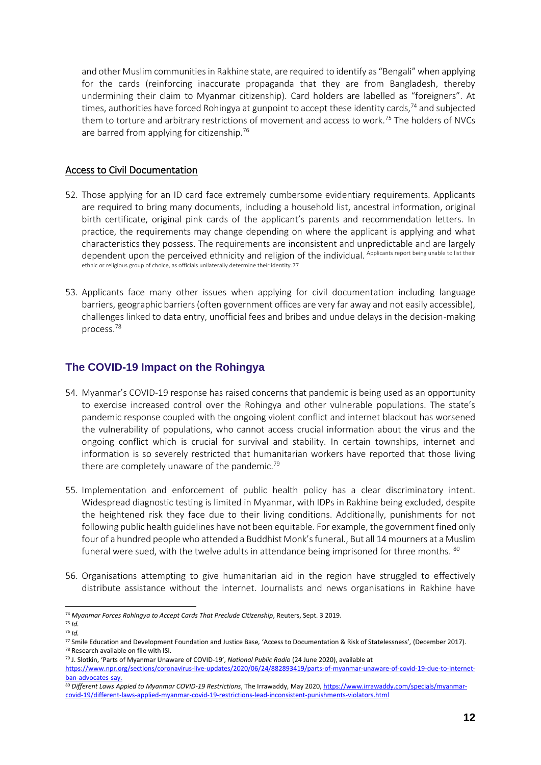and other Muslim communities in Rakhine state, are required to identify as "Bengali" when applying for the cards (reinforcing inaccurate propaganda that they are from Bangladesh, thereby undermining their claim to Myanmar citizenship). Card holders are labelled as "foreigners". At times, authorities have forced Rohingya at gunpoint to accept these identity cards,[74] and subjected them to torture and arbitrary restrictions of movement and access to work.[75] The holders of NVCs are barred from applying for citizenship.[76]

## Access to Civil Documentation

52. Those applying for an ID card face extremely cumbersome evidentiary requirements. Applicants are required to bring many documents, including a household list, ancestral information, original birth certificate, original pink cards of the applicant's parents and recommendation letters. In practice, the requirements may change depending on where the applicant is applying and what characteristics they possess. The requirements are inconsistent and unpredictable and are largely dependent upon the perceived ethnicity and religion of the individual. Applicants report being unable to list their ethnic or religious group of choice, as officials unilaterally determine their identity.77

53. Applicants face many other issues when applying for civil documentation including language barriers, geographic barriers (often government offices are very far away and not easily accessible), challenges linked to data entry, unofficial fees and bribes and undue delays in the decision-making process.[78]

## The COVID-19 Impact on the Rohingya

54. Myanmar's COVID-19 response has raised concerns that pandemic is being used as an opportunity to exercise increased control over the Rohingya and other vulnerable populations. The state's pandemic response coupled with the ongoing violent conflict and internet blackout has worsened the vulnerability of populations, who cannot access crucial information about the virus and the ongoing conflict which is crucial for survival and stability. In certain townships, internet and information is so severely restricted that humanitarian workers have reported that those living there are completely unaware of the pandemic.[79]

55. Implementation and enforcement of public health policy has a clear discriminatory intent. Widespread diagnostic testing is limited in Myanmar, with IDPs in Rakhine being excluded, despite the heightened risk they face due to their living conditions. Additionally, punishments for not following public health guidelines have not been equitable. For example, the government fined only four of a hundred people who attended a Buddhist Monk's funeral., But all 14 mourners at a Muslim funeral were sued, with the twelve adults in attendance being imprisoned for three months. [80]

56. Organisations attempting to give humanitarian aid in the region have struggled to effectively distribute assistance without the internet. Journalists and news organisations in Rakhine have

---

[74] *Myanmar Forces Rohingya to Accept Cards That Preclude Citizenship*, Reuters, Sept. 3 2019.

[75] *Id.*

[76] *Id.*

[77] Smile Education and Development Foundation and Justice Base, 'Access to Documentation & Risk of Statelessness', (December 2017).

[78] Research available on file with ISI.

[79] J. Slotkin, 'Parts of Myanmar Unaware of COVID-19', *National Public Radio* (24 June 2020), available at https://www.npr.org/sections/coronavirus-live-updates/2020/06/24/882893419/parts-of-myanmar-unaware-of-covid-19-due-to-internet-ban-advocates-say.

[80] *Different Laws Appied to Myanmar COVID-19 Restrictions*, The Irrawaddy, May 2020, https://www.irrawaddy.com/specials/myanmar-covid-19/different-laws-applied-myanmar-covid-19-restrictions-lead-inconsistent-punishments-violators.html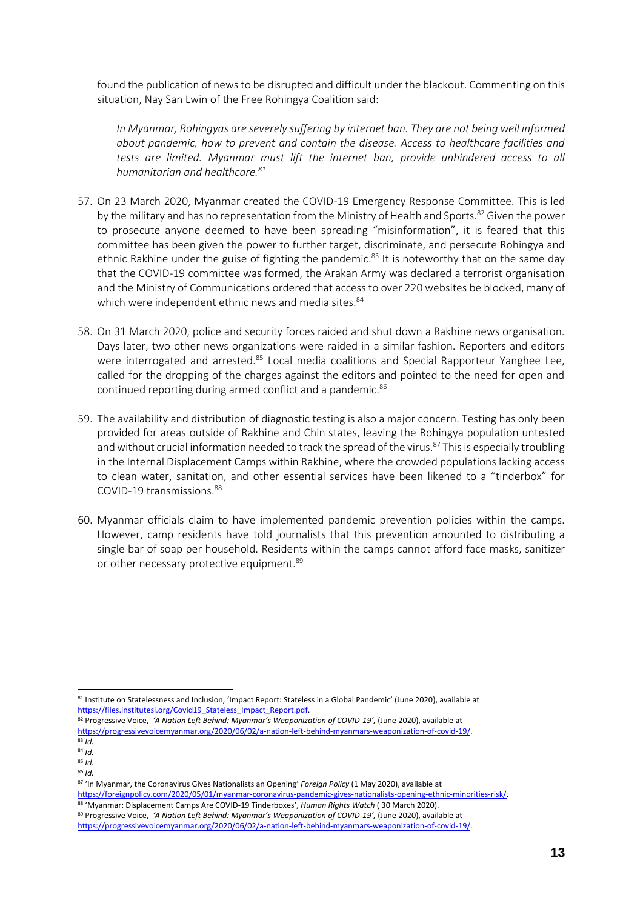found the publication of news to be disrupted and difficult under the blackout. Commenting on this situation, Nay San Lwin of the Free Rohingya Coalition said:

> *In Myanmar, Rohingyas are severely suffering by internet ban. They are not being well informed about pandemic, how to prevent and contain the disease. Access to healthcare facilities and tests are limited. Myanmar must lift the internet ban, provide unhindered access to all humanitarian and healthcare.*[81]

57. On 23 March 2020, Myanmar created the COVID-19 Emergency Response Committee. This is led by the military and has no representation from the Ministry of Health and Sports.[82] Given the power to prosecute anyone deemed to have been spreading "misinformation", it is feared that this committee has been given the power to further target, discriminate, and persecute Rohingya and ethnic Rakhine under the guise of fighting the pandemic.[83] It is noteworthy that on the same day that the COVID-19 committee was formed, the Arakan Army was declared a terrorist organisation and the Ministry of Communications ordered that access to over 220 websites be blocked, many of which were independent ethnic news and media sites.[84]

58. On 31 March 2020, police and security forces raided and shut down a Rakhine news organisation. Days later, two other news organizations were raided in a similar fashion. Reporters and editors were interrogated and arrested.[85] Local media coalitions and Special Rapporteur Yanghee Lee, called for the dropping of the charges against the editors and pointed to the need for open and continued reporting during armed conflict and a pandemic.[86]

59. The availability and distribution of diagnostic testing is also a major concern. Testing has only been provided for areas outside of Rakhine and Chin states, leaving the Rohingya population untested and without crucial information needed to track the spread of the virus.[87] This is especially troubling in the Internal Displacement Camps within Rakhine, where the crowded populations lacking access to clean water, sanitation, and other essential services have been likened to a "tinderbox" for COVID-19 transmissions.[88]

60. Myanmar officials claim to have implemented pandemic prevention policies within the camps. However, camp residents have told journalists that this prevention amounted to distributing a single bar of soap per household. Residents within the camps cannot afford face masks, sanitizer or other necessary protective equipment.[89]

---

[81] Institute on Statelessness and Inclusion, 'Impact Report: Stateless in a Global Pandemic' (June 2020), available at https://files.institutesi.org/Covid19_Stateless_Impact_Report.pdf.

[82] Progressive Voice, *'A Nation Left Behind: Myanmar's Weaponization of COVID-19',* (June 2020), available at https://progressivevoicemyanmar.org/2020/06/02/a-nation-left-behind-myanmars-weaponization-of-covid-19/.

[83] *Id.*

[84] *Id.*

[85] *Id.*

[86] *Id.*

[87] 'In Myanmar, the Coronavirus Gives Nationalists an Opening' *Foreign Policy* (1 May 2020), available at https://foreignpolicy.com/2020/05/01/myanmar-coronavirus-pandemic-gives-nationalists-opening-ethnic-minorities-risk/.

[88] 'Myanmar: Displacement Camps Are COVID-19 Tinderboxes', *Human Rights Watch* ( 30 March 2020).

[89] Progressive Voice, *'A Nation Left Behind: Myanmar's Weaponization of COVID-19',* (June 2020), available at https://progressivevoicemyanmar.org/2020/06/02/a-nation-left-behind-myanmars-weaponization-of-covid-19/.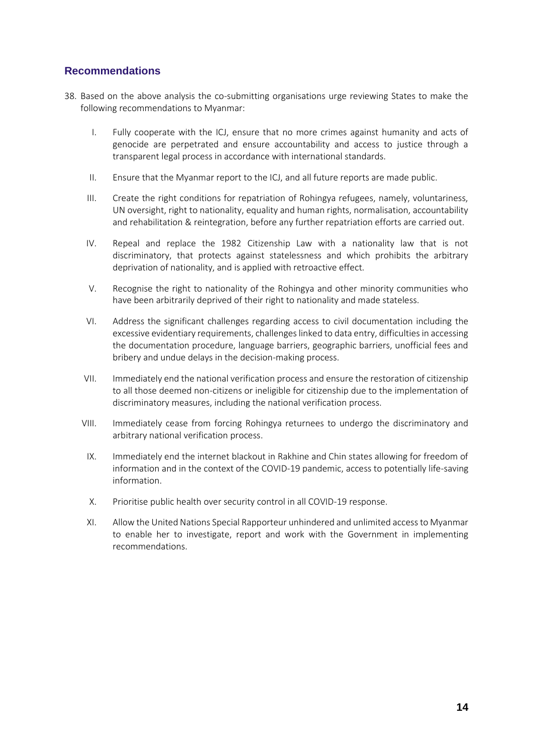## Recommendations

38. Based on the above analysis the co-submitting organisations urge reviewing States to make the following recommendations to Myanmar:

    I. Fully cooperate with the ICJ, ensure that no more crimes against humanity and acts of genocide are perpetrated and ensure accountability and access to justice through a transparent legal process in accordance with international standards.

    II. Ensure that the Myanmar report to the ICJ, and all future reports are made public.

    III. Create the right conditions for repatriation of Rohingya refugees, namely, voluntariness, UN oversight, right to nationality, equality and human rights, normalisation, accountability and rehabilitation & reintegration, before any further repatriation efforts are carried out.

    IV. Repeal and replace the 1982 Citizenship Law with a nationality law that is not discriminatory, that protects against statelessness and which prohibits the arbitrary deprivation of nationality, and is applied with retroactive effect.

    V. Recognise the right to nationality of the Rohingya and other minority communities who have been arbitrarily deprived of their right to nationality and made stateless.

    VI. Address the significant challenges regarding access to civil documentation including the excessive evidentiary requirements, challenges linked to data entry, difficulties in accessing the documentation procedure, language barriers, geographic barriers, unofficial fees and bribery and undue delays in the decision-making process.

    VII. Immediately end the national verification process and ensure the restoration of citizenship to all those deemed non-citizens or ineligible for citizenship due to the implementation of discriminatory measures, including the national verification process.

    VIII. Immediately cease from forcing Rohingya returnees to undergo the discriminatory and arbitrary national verification process.

    IX. Immediately end the internet blackout in Rakhine and Chin states allowing for freedom of information and in the context of the COVID-19 pandemic, access to potentially life-saving information.

    X. Prioritise public health over security control in all COVID-19 response.

    XI. Allow the United Nations Special Rapporteur unhindered and unlimited access to Myanmar to enable her to investigate, report and work with the Government in implementing recommendations.